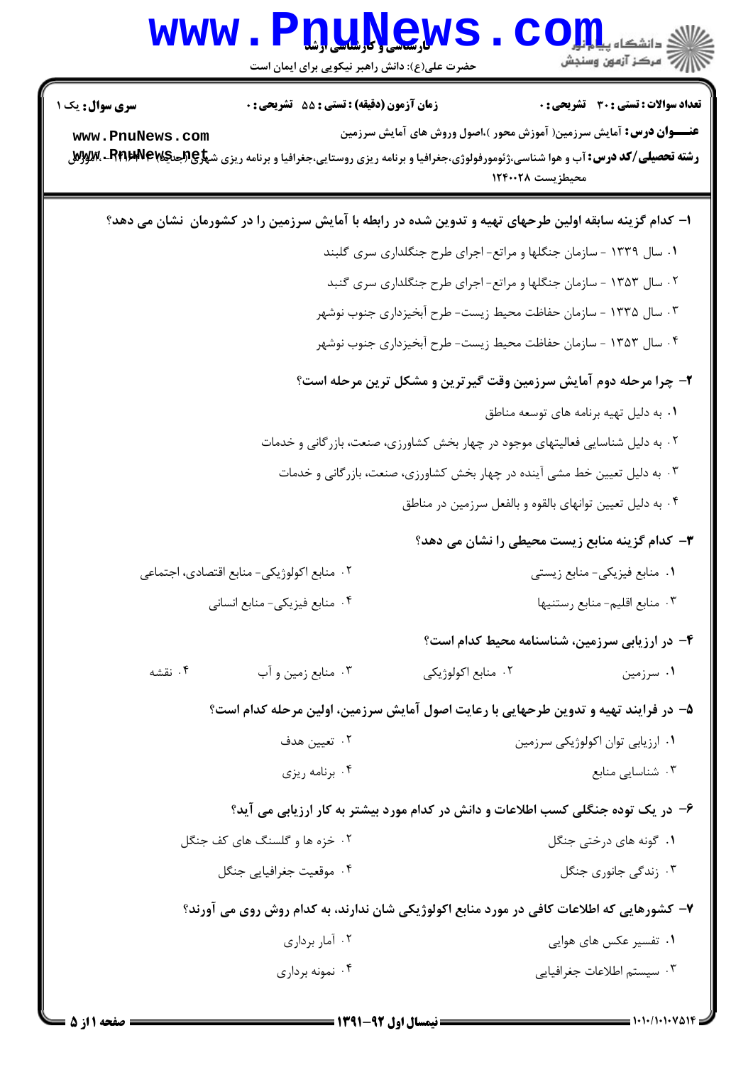کارشناسی و کارشناسی ارشد

حضرت علی(ع): دانش راهبر نیکویی برای ایمان است

**سری سوال:** یک ۱

**زمان آزمون (دقیقه) : تستی : ۵۵ تشریحی : ۰**

**تعداد سوالات : تستی : ۳۰ تشریحی : ۰**

**عنـــوان درس:** آمایش سرزمین( آموزش محور )،اصول وروش های آمایش سرزمین

**رشته تحصیلی/کد درس:** آب و هوا شناسی،ژئومورفولوژی،جغرافیا و برنامه ریزی روستایی،جغرافیا و برنامه ریزی شهری(جدید) ۱۲۱۶۱۸۴ - ،مهندسی محیطزیست ۱۲۴۰۰۲۸

**۱- کدام گزینه سابقه اولین طرحهای تهیه و تدوین شده در رابطه با آمایش سرزمین را در کشورمان نشان می دهد؟**

۱. سال ۱۳۳۹ - سازمان جنگلها و مراتع- اجرای طرح جنگلداری سری گلبند

۲. سال ۱۳۵۳ - سازمان جنگلها و مراتع- اجرای طرح جنگلداری سری گنبد

۳. سال ۱۳۳۵ - سازمان حفاظت محیط زیست- طرح آبخیزداری جنوب نوشهر

۴. سال ۱۳۵۳ - سازمان حفاظت محیط زیست- طرح آبخیزداری جنوب نوشهر

**۲- چرا مرحله دوم آمایش سرزمین وقت گیرترین و مشکل ترین مرحله است؟**

۱. به دلیل تهیه برنامه های توسعه مناطق

۲. به دلیل شناسایی فعالیتهای موجود در چهار بخش کشاورزی، صنعت، بازرگانی و خدمات

۳. به دلیل تعیین خط مشی آینده در چهار بخش کشاورزی، صنعت، بازرگانی و خدمات

۴. به دلیل تعیین توانهای بالقوه و بالفعل سرزمین در مناطق

**۳- کدام گزینه منابع زیست محیطی را نشان می دهد؟**

۱. منابع فیزیکی- منابع زیستی

۲. منابع اکولوژیکی- منابع اقتصادی، اجتماعی

۳. منابع اقلیم- منابع رستنیها

۴. منابع فیزیکی- منابع انسانی

**۴- در ارزیابی سرزمین، شناسنامه محیط کدام است؟**

۱. سرزمین

۲. منابع اکولوژیکی

۳. منابع زمین و آب

۴. نقشه

**۵- در فرایند تهیه و تدوین طرحهایی با رعایت اصول آمایش سرزمین، اولین مرحله کدام است؟**

۱. ارزیابی توان اکولوژیکی سرزمین

۲. تعیین هدف

۳. شناسایی منابع

۴. برنامه ریزی

**۶- در یک توده جنگلی کسب اطلاعات و دانش در کدام مورد بیشتر به کار ارزیابی می آید؟**

۱. گونه های درختی جنگل

۲. خزه ها و گلسنگ های کف جنگل

۳. زندگی جانوری جنگل

۴. موقعیت جغرافیایی جنگل

**۷- کشورهایی که اطلاعات کافی در مورد منابع اکولوژیکی شان ندارند، به کدام روش روی می آورند؟**

۱. تفسیر عکس های هوایی

۲. آمار برداری

۳. سیستم اطلاعات جغرافیایی

۴. نمونه برداری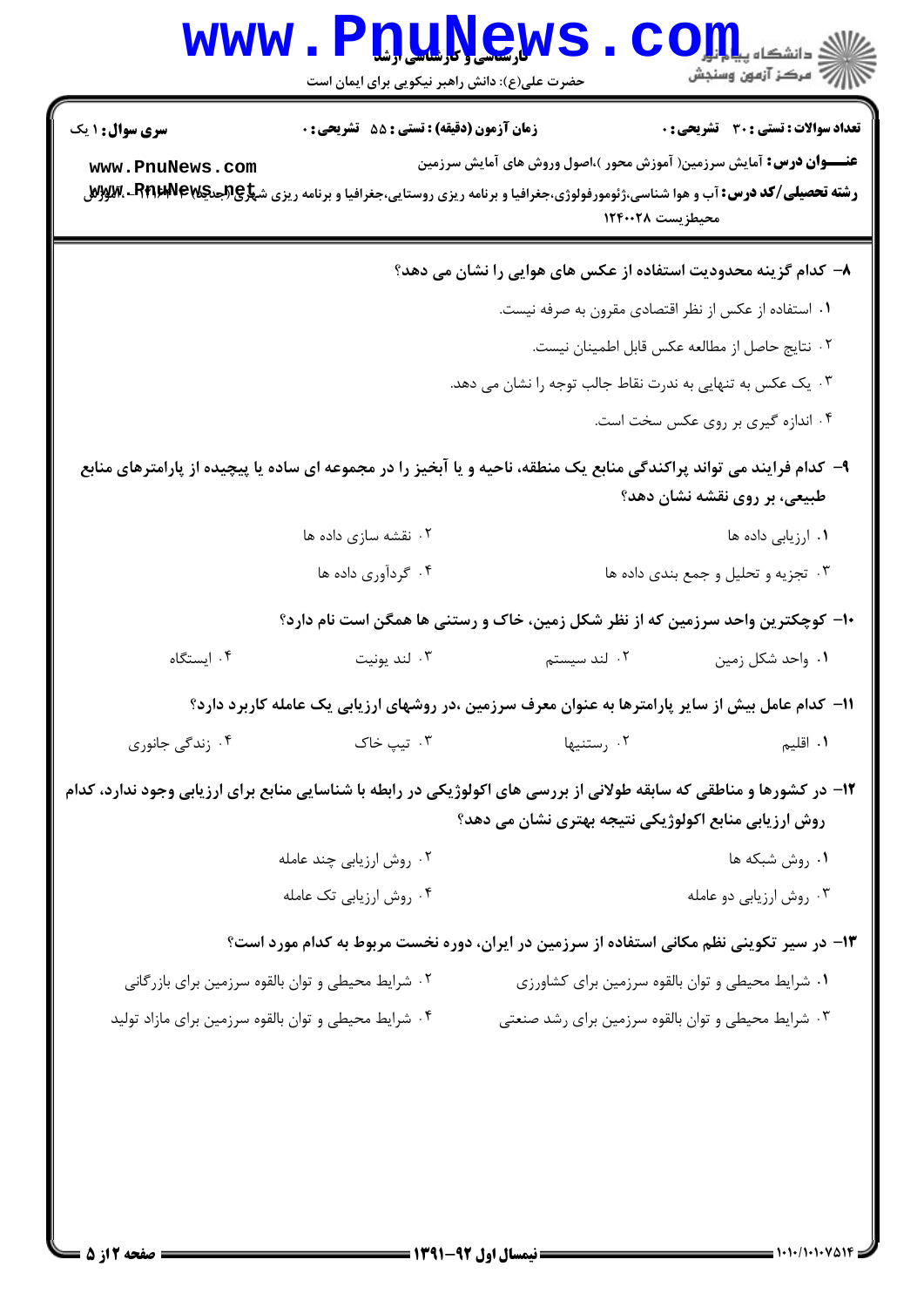**۸- کدام گزینه محدودیت استفاده از عکس های هوایی را نشان می دهد؟**

۱. استفاده از عکس از نظر اقتصادی مقرون به صرفه نیست.

۲. نتایج حاصل از مطالعه عکس قابل اطمینان نیست.

۳. یک عکس به تنهایی به ندرت نقاط جالب توجه را نشان می دهد.

۴. اندازه گیری بر روی عکس سخت است.

**۹- کدام فرایند می تواند پراکندگی منابع یک منطقه، ناحیه و یا آبخیز را در مجموعه ای ساده یا پیچیده از پارامترهای منابع طبیعی، بر روی نقشه نشان دهد؟**

۱. ارزیابی داده ها

۲. نقشه سازی داده ها

۳. تجزیه و تحلیل و جمع بندی داده ها

۴. گردآوری داده ها

**۱۰- کوچکترین واحد سرزمین که از نظر شکل زمین، خاک و رستنی ها همگن است نام دارد؟**

۱. واحد شکل زمین

۲. لند سیستم

۳. لند یونیت

۴. ایستگاه

**۱۱- کدام عامل بیش از سایر پارامترها به عنوان معرف سرزمین ،در روشهای ارزیابی یک عامله کاربرد دارد؟**

۱. اقلیم

۲. رستنیها

۳. تیپ خاک

۴. زندگی جانوری

**۱۲- در کشورها و مناطقی که سابقه طولانی از بررسی های اکولوژیکی در رابطه با شناسایی منابع برای ارزیابی وجود ندارد، کدام روش ارزیابی منابع اکولوژیکی نتیجه بهتری نشان می دهد؟**

۱. روش شبکه ها

۲. روش ارزیابی چند عامله

۳. روش ارزیابی دو عامله

۴. روش ارزیابی تک عامله

**۱۳- در سیر تکوینی نظم مکانی استفاده از سرزمین در ایران، دوره نخست مربوط به کدام مورد است؟**

۱. شرایط محیطی و توان بالقوه سرزمین برای کشاورزی

۲. شرایط محیطی و توان بالقوه سرزمین برای بازرگانی

۳. شرایط محیطی و توان بالقوه سرزمین برای رشد صنعتی

۴. شرایط محیطی و توان بالقوه سرزمین برای مازاد تولید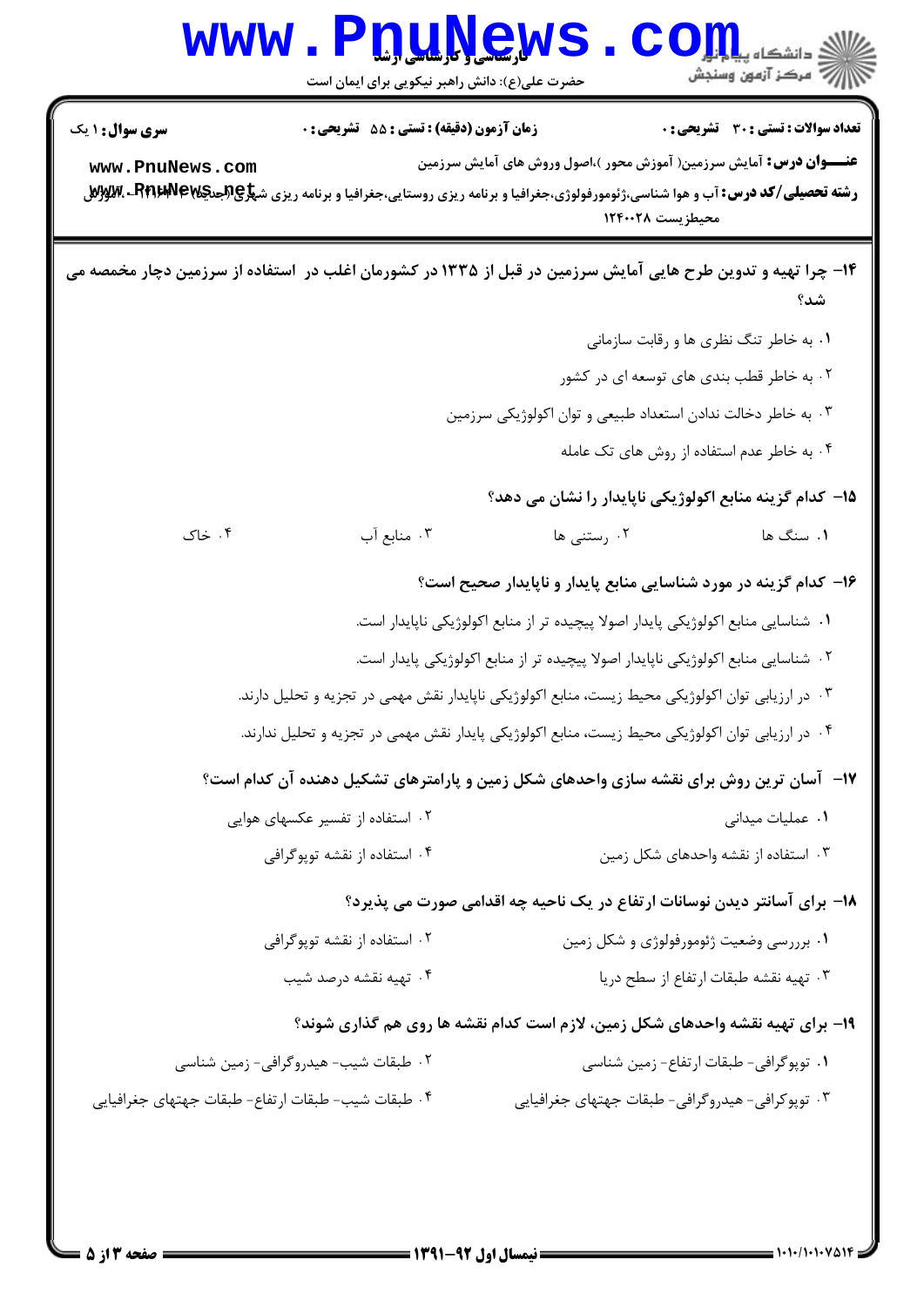**تعداد سوالات : تستی : ۳۰ تشریحی : ۰** | **زمان آزمون (دقیقه) : تستی : ۵۵ تشریحی : ۰** | **سری سوال : ۱ یک**

**عنـــوان درس:** آمایش سرزمین( آموزش محور )،اصول وروش های آمایش سرزمین

**رشته تحصیلی/کد درس:** آب و هوا شناسی،ژئومورفولوژی،جغرافیا و برنامه ریزی روستایی،جغرافیا و برنامه ریزی شهری (جدید) ۱۲۱۶۰۲۱ - ،آموزش محیطزیست ۱۲۲۴۰۲۸

---

**۱۴- چرا تهیه و تدوین طرح هایی آمایش سرزمین در قبل از ۱۳۳۵ در کشورمان اغلب در استفاده از سرزمین دچار مخمصه می شد؟**

۱. به خاطر تنگ نظری ها و رقابت سازمانی

۲. به خاطر قطب بندی های توسعه ای در کشور

۳. به خاطر دخالت ندادن استعداد طبیعی و توان اکولوژیکی سرزمین

۴. به خاطر عدم استفاده از روش های تک عامله

**۱۵- کدام گزینه منابع اکولوژیکی ناپایدار را نشان می دهد؟**

۱. سنگ ها &nbsp;&nbsp; ۲. رستنی ها &nbsp;&nbsp; ۳. منابع آب &nbsp;&nbsp; ۴. خاک

**۱۶- کدام گزینه در مورد شناسایی منابع پایدار و ناپایدار صحیح است؟**

۱. شناسایی منابع اکولوژیکی پایدار اصولا پیچیده تر از منابع اکولوژیکی ناپایدار است.

۲. شناسایی منابع اکولوژیکی ناپایدار اصولا پیچیده تر از منابع اکولوژیکی پایدار است.

۳. در ارزیابی توان اکولوژیکی محیط زیست، منابع اکولوژیکی ناپایدار نقش مهمی در تجزیه و تحلیل دارند.

۴. در ارزیابی توان اکولوژیکی محیط زیست، منابع اکولوژیکی پایدار نقش مهمی در تجزیه و تحلیل ندارند.

**۱۷- آسان ترین روش برای نقشه سازی واحدهای شکل زمین و پارامترهای تشکیل دهنده آن کدام است؟**

۱. عملیات میدانی

۲. استفاده از تفسیر عکسهای هوایی

۳. استفاده از نقشه واحدهای شکل زمین

۴. استفاده از نقشه توپوگرافی

**۱۸- برای آسانتر دیدن نوسانات ارتفاع در یک ناحیه چه اقدامی صورت می پذیرد؟**

۱. برررسی وضعیت ژئومورفولوژی و شکل زمین

۲. استفاده از نقشه توپوگرافی

۳. تهیه نقشه طبقات ارتفاع از سطح دریا

۴. تهیه نقشه درصد شیب

**۱۹- برای تهیه نقشه واحدهای شکل زمین، لازم است کدام نقشه ها روی هم گذاری شوند؟**

۱. توپوگرافی- طبقات ارتفاع- زمین شناسی

۲. طبقات شیب- هیدروگرافی- زمین شناسی

۳. توپوکرافی- هیدروگرافی- طبقات جهتهای جغرافیایی

۴. طبقات شیب- طبقات ارتفاع- طبقات جهتهای جغرافیایی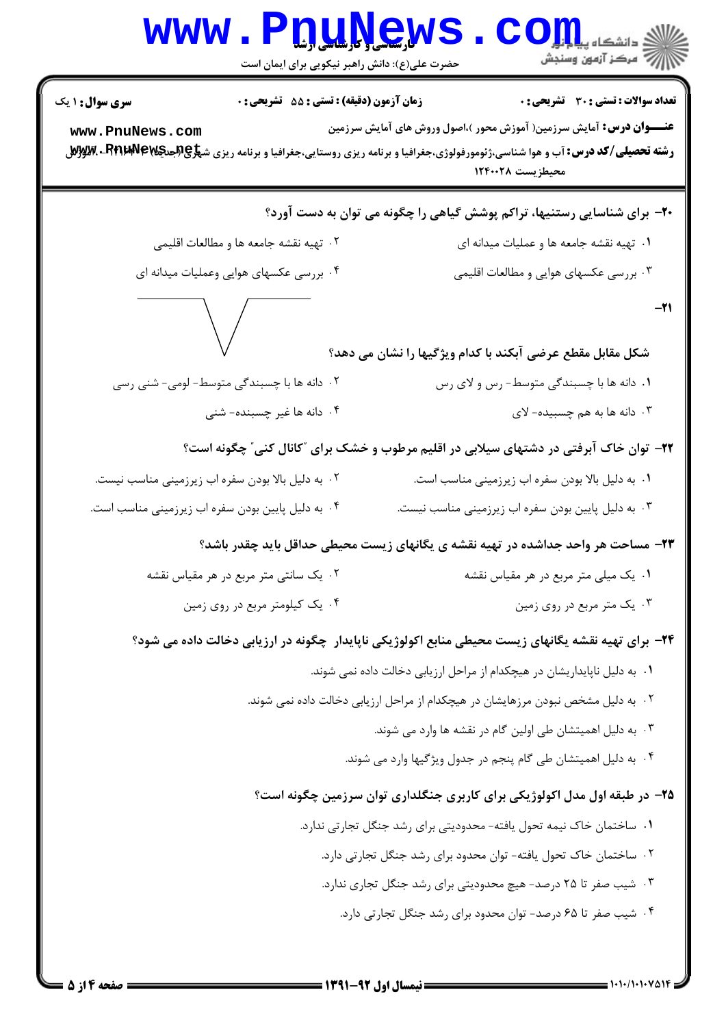۲۰- برای شناسایی رستنیها، تراکم پوشش گیاهی را چگونه می توان به دست آورد؟

۱. تهیه نقشه جامعه ها و عملیات میدانه ای

۲. تهیه نقشه جامعه ها و مطالعات اقلیمی

۳. بررسی عکسهای هوایی و مطالعات اقلیمی

۴. بررسی عکسهای هوایی وعملیات میدانه ای

۲۱-

شکل مقابل مقطع عرضی آبکند با کدام ویژگیها را نشان می دهد؟

۱. دانه ها با چسبندگی متوسط- رس و لای رس

۲. دانه ها با چسبندگی متوسط- لومی- شنی رسی

۳. دانه ها به هم چسبیده- لای

۴. دانه ها غیر چسبنده- شنی

۲۲- توان خاک آبرفتی در دشتهای سیلابی در اقلیم مرطوب و خشک برای "کانال کنی" چگونه است؟

۱. به دلیل بالا بودن سفره اب زیرزمینی مناسب است.

۲. به دلیل بالا بودن سفره اب زیرزمینی مناسب نیست.

۳. به دلیل پایین بودن سفره اب زیرزمینی مناسب نیست.

۴. به دلیل پایین بودن سفره اب زیرزمینی مناسب است.

۲۳- مساحت هر واحد جداشده در تهیه نقشه ی یگانهای زیست محیطی حداقل باید چقدر باشد؟

۱. یک میلی متر مربع در هر مقیاس نقشه

۲. یک سانتی متر مربع در هر مقیاس نقشه

۳. یک متر مربع در روی زمین

۴. یک کیلومتر مربع در روی زمین

۲۴- برای تهیه نقشه یگانهای زیست محیطی منابع اکولوژیکی ناپایدار چگونه در ارزیابی دخالت داده می شود؟

۱. به دلیل ناپایداریشان در هیچکدام از مراحل ارزیابی دخالت داده نمی شوند.

۲. به دلیل مشخص نبودن مرزهایشان در هیچکدام از مراحل ارزیابی دخالت داده نمی شوند.

۳. به دلیل اهمیتشان طی اولین گام در نقشه ها وارد می شوند.

۴. به دلیل اهمیتشان طی گام پنجم در جدول ویژگیها وارد می شوند.

۲۵- در طبقه اول مدل اکولوژیکی برای کاربری جنگلداری توان سرزمین چگونه است؟

۱. ساختمان خاک نیمه تحول یافته- محدودیتی برای رشد جنگل تجارتی ندارد.

۲. ساختمان خاک تحول یافته- توان محدود برای رشد جنگل تجارتی دارد.

۳. شیب صفر تا ۲۵ درصد- هیچ محدودیتی برای رشد جنگل تجاری ندارد.

۴. شیب صفر تا ۶۵ درصد- توان محدود برای رشد جنگل تجارتی دارد.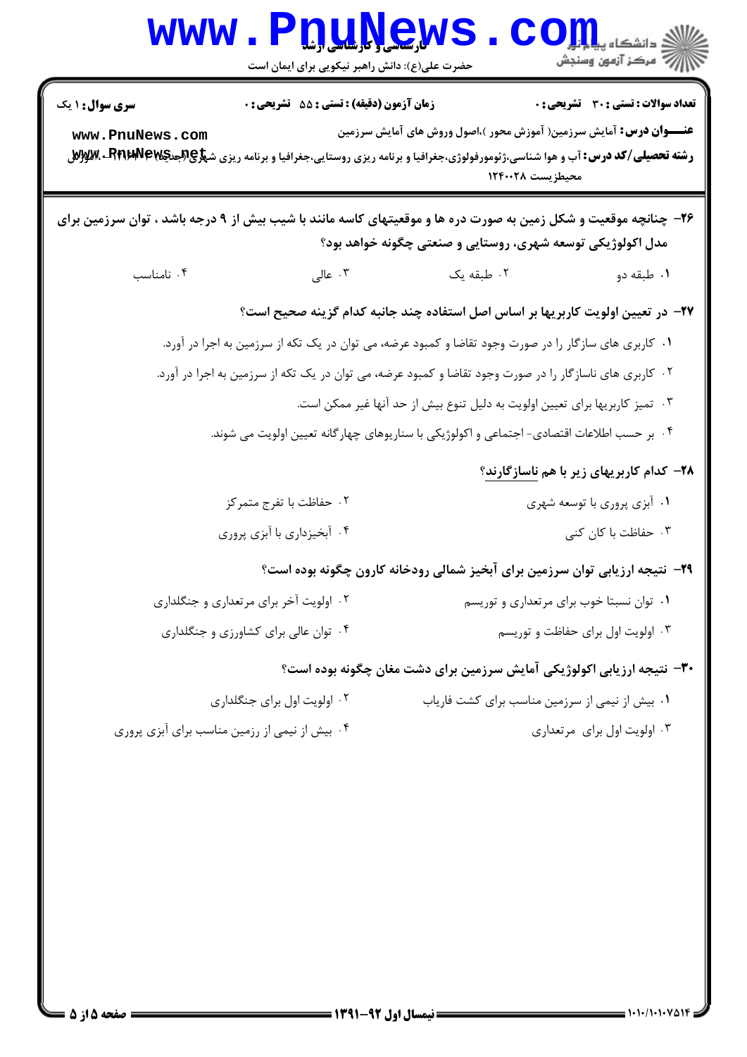**سری سوال:** ۱ یک

**زمان آزمون (دقیقه) : تستی :** ۵۵ **تشریحی :** ۰

**تعداد سوالات : تستی :** ۳۰ **تشریحی :** ۰

**عنـــوان درس:** آمایش سرزمین( آموزش محور )،اصول وروش های آمایش سرزمین

**رشته تحصیلی/کد درس:** آب و هوا شناسی،ژئومورفولوژی،جغرافیا و برنامه ریزی روستایی،جغرافیا و برنامه ریزی شهری(جدید) ۱۲۱۶۴۱۴ - ،آموزش محیطزیست ۱۲۴۰۰۲۸

**۲۶-** چنانچه موقعیت و شکل زمین به صورت دره ها و موقعیتهای کاسه مانند با شیب بیش از ۹ درجه باشد ، توان سرزمین برای مدل اکولوژیکی توسعه شهری، روستایی و صنعتی چگونه خواهد بود؟

۱. طبقه دو

۲. طبقه یک

۳. عالی

۴. نامناسب

**۲۷-** در تعیین اولویت کاربریها بر اساس اصل استفاده چند جانبه کدام گزینه صحیح است؟

۱. کاربری های سازگار را در صورت وجود تقاضا و کمبود عرضه، می توان در یک تکه از سرزمین به اجرا در آورد.

۲. کاربری های ناسازگار را در صورت وجود تقاضا و کمبود عرضه، می توان در یک تکه از سرزمین به اجرا در آورد.

۳. تمیز کاربریها برای تعیین اولویت به دلیل تنوع بیش از حد آنها غیر ممکن است.

۴. بر حسب اطلاعات اقتصادی- اجتماعی و اکولوژیکی با سناریوهای چهارگانه تعیین اولویت می شوند.

**۲۸-** کدام کاربریهای زیر با هم ناسازگارند؟

۱. آبزی پروری با توسعه شهری

۲. حفاظت با تفرج متمرکز

۳. حفاظت با کان کنی

۴. آبخیزداری با آبزی پروری

**۲۹-** نتیجه ارزیابی توان سرزمین برای آبخیز شمالی رودخانه کارون چگونه بوده است؟

۱. توان نسبتا خوب برای مرتعداری و توریسم

۲. اولویت آخر برای مرتعداری و جنگلداری

۳. اولویت اول برای حفاظت و توریسم

۴. توان عالی برای کشاورزی و جنگلداری

**۳۰-** نتیجه ارزیابی اکولوژیکی آمایش سرزمین برای دشت مغان چگونه بوده است؟

۱. بیش از نیمی از سرزمین مناسب برای کشت فاریاب

۲. اولویت اول برای جنگلداری

۳. اولویت اول برای مرتعداری

۴. بیش از نیمی از رزمین مناسب برای آبزی پروری